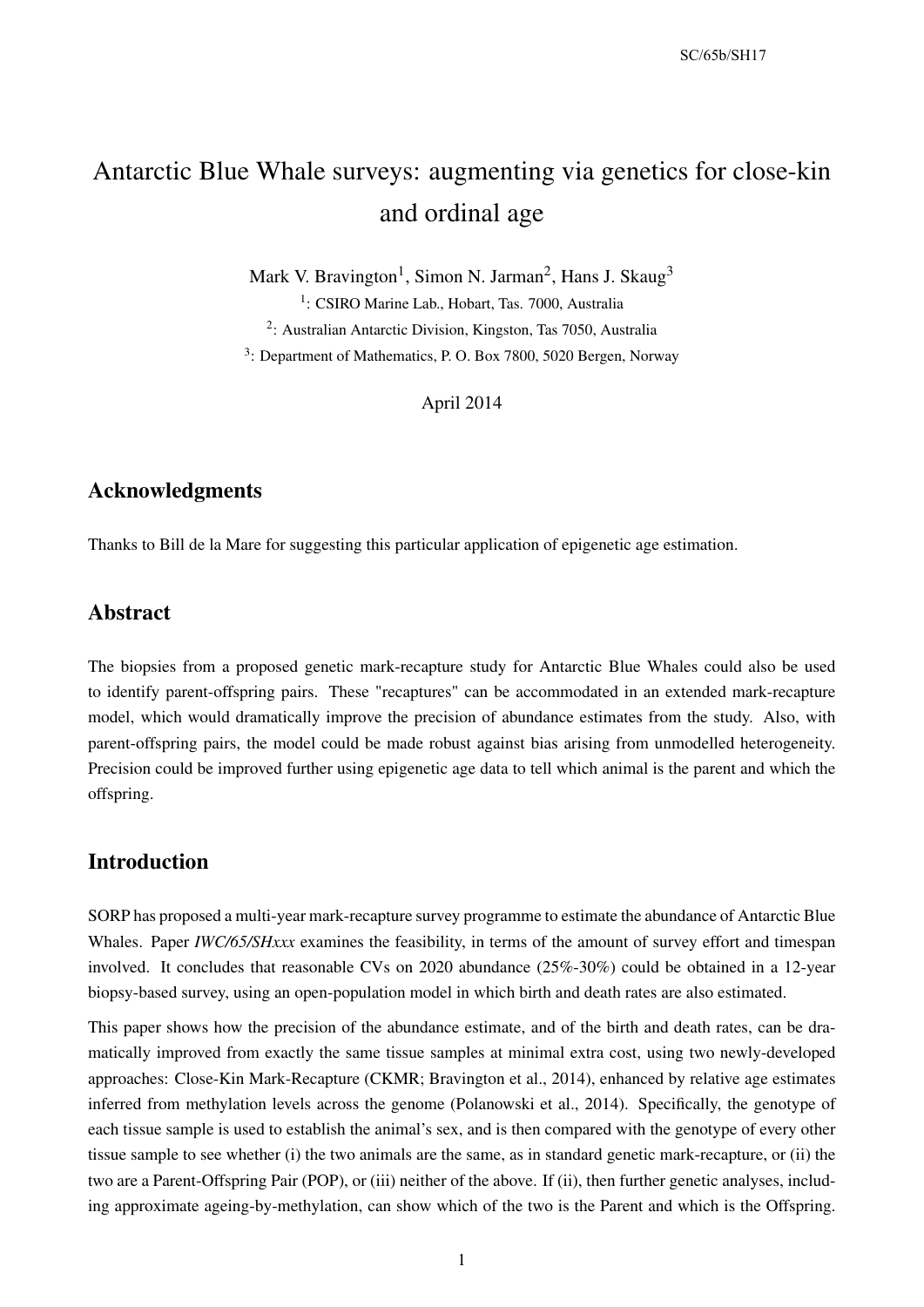# Antarctic Blue Whale surveys: augmenting via genetics for close-kin and ordinal age

Mark V. Bravington[1], Simon N. Jarman[2], Hans J. Skaug[3]

[1]: CSIRO Marine Lab., Hobart, Tas. 7000, Australia

[2]: Australian Antarctic Division, Kingston, Tas 7050, Australia

[3]: Department of Mathematics, P. O. Box 7800, 5020 Bergen, Norway

April 2014

## Acknowledgments

Thanks to Bill de la Mare for suggesting this particular application of epigenetic age estimation.

## Abstract

The biopsies from a proposed genetic mark-recapture study for Antarctic Blue Whales could also be used to identify parent-offspring pairs. These "recaptures" can be accommodated in an extended mark-recapture model, which would dramatically improve the precision of abundance estimates from the study. Also, with parent-offspring pairs, the model could be made robust against bias arising from unmodelled heterogeneity. Precision could be improved further using epigenetic age data to tell which animal is the parent and which the offspring.

## Introduction

SORP has proposed a multi-year mark-recapture survey programme to estimate the abundance of Antarctic Blue Whales. Paper *IWC/65/SHxxx* examines the feasibility, in terms of the amount of survey effort and timespan involved. It concludes that reasonable CVs on 2020 abundance (25%-30%) could be obtained in a 12-year biopsy-based survey, using an open-population model in which birth and death rates are also estimated.

This paper shows how the precision of the abundance estimate, and of the birth and death rates, can be dramatically improved from exactly the same tissue samples at minimal extra cost, using two newly-developed approaches: Close-Kin Mark-Recapture (CKMR; Bravington et al., 2014), enhanced by relative age estimates inferred from methylation levels across the genome (Polanowski et al., 2014). Specifically, the genotype of each tissue sample is used to establish the animal's sex, and is then compared with the genotype of every other tissue sample to see whether (i) the two animals are the same, as in standard genetic mark-recapture, or (ii) the two are a Parent-Offspring Pair (POP), or (iii) neither of the above. If (ii), then further genetic analyses, including approximate ageing-by-methylation, can show which of the two is the Parent and which is the Offspring.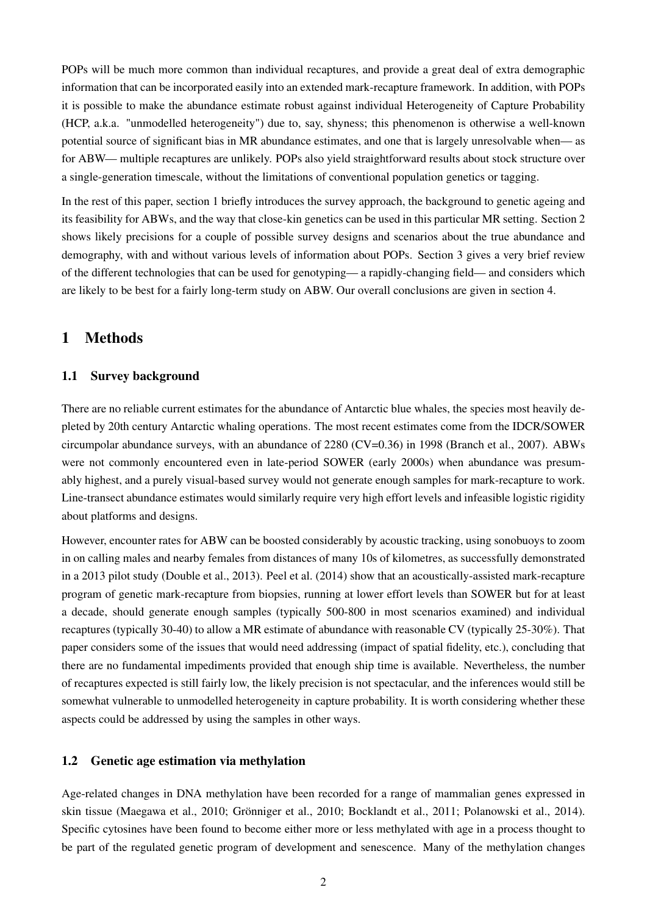POPs will be much more common than individual recaptures, and provide a great deal of extra demographic information that can be incorporated easily into an extended mark-recapture framework. In addition, with POPs it is possible to make the abundance estimate robust against individual Heterogeneity of Capture Probability (HCP, a.k.a. "unmodelled heterogeneity") due to, say, shyness; this phenomenon is otherwise a well-known potential source of significant bias in MR abundance estimates, and one that is largely unresolvable when— as for ABW— multiple recaptures are unlikely. POPs also yield straightforward results about stock structure over a single-generation timescale, without the limitations of conventional population genetics or tagging.

In the rest of this paper, section 1 briefly introduces the survey approach, the background to genetic ageing and its feasibility for ABWs, and the way that close-kin genetics can be used in this particular MR setting. Section 2 shows likely precisions for a couple of possible survey designs and scenarios about the true abundance and demography, with and without various levels of information about POPs. Section 3 gives a very brief review of the different technologies that can be used for genotyping— a rapidly-changing field— and considers which are likely to be best for a fairly long-term study on ABW. Our overall conclusions are given in section 4.

# 1 Methods

## 1.1 Survey background

There are no reliable current estimates for the abundance of Antarctic blue whales, the species most heavily depleted by 20th century Antarctic whaling operations. The most recent estimates come from the IDCR/SOWER circumpolar abundance surveys, with an abundance of 2280 (CV=0.36) in 1998 (Branch et al., 2007). ABWs were not commonly encountered even in late-period SOWER (early 2000s) when abundance was presumably highest, and a purely visual-based survey would not generate enough samples for mark-recapture to work. Line-transect abundance estimates would similarly require very high effort levels and infeasible logistic rigidity about platforms and designs.

However, encounter rates for ABW can be boosted considerably by acoustic tracking, using sonobuoys to zoom in on calling males and nearby females from distances of many 10s of kilometres, as successfully demonstrated in a 2013 pilot study (Double et al., 2013). Peel et al. (2014) show that an acoustically-assisted mark-recapture program of genetic mark-recapture from biopsies, running at lower effort levels than SOWER but for at least a decade, should generate enough samples (typically 500-800 in most scenarios examined) and individual recaptures (typically 30-40) to allow a MR estimate of abundance with reasonable CV (typically 25-30%). That paper considers some of the issues that would need addressing (impact of spatial fidelity, etc.), concluding that there are no fundamental impediments provided that enough ship time is available. Nevertheless, the number of recaptures expected is still fairly low, the likely precision is not spectacular, and the inferences would still be somewhat vulnerable to unmodelled heterogeneity in capture probability. It is worth considering whether these aspects could be addressed by using the samples in other ways.

## 1.2 Genetic age estimation via methylation

Age-related changes in DNA methylation have been recorded for a range of mammalian genes expressed in skin tissue (Maegawa et al., 2010; Grönniger et al., 2010; Bocklandt et al., 2011; Polanowski et al., 2014). Specific cytosines have been found to become either more or less methylated with age in a process thought to be part of the regulated genetic program of development and senescence. Many of the methylation changes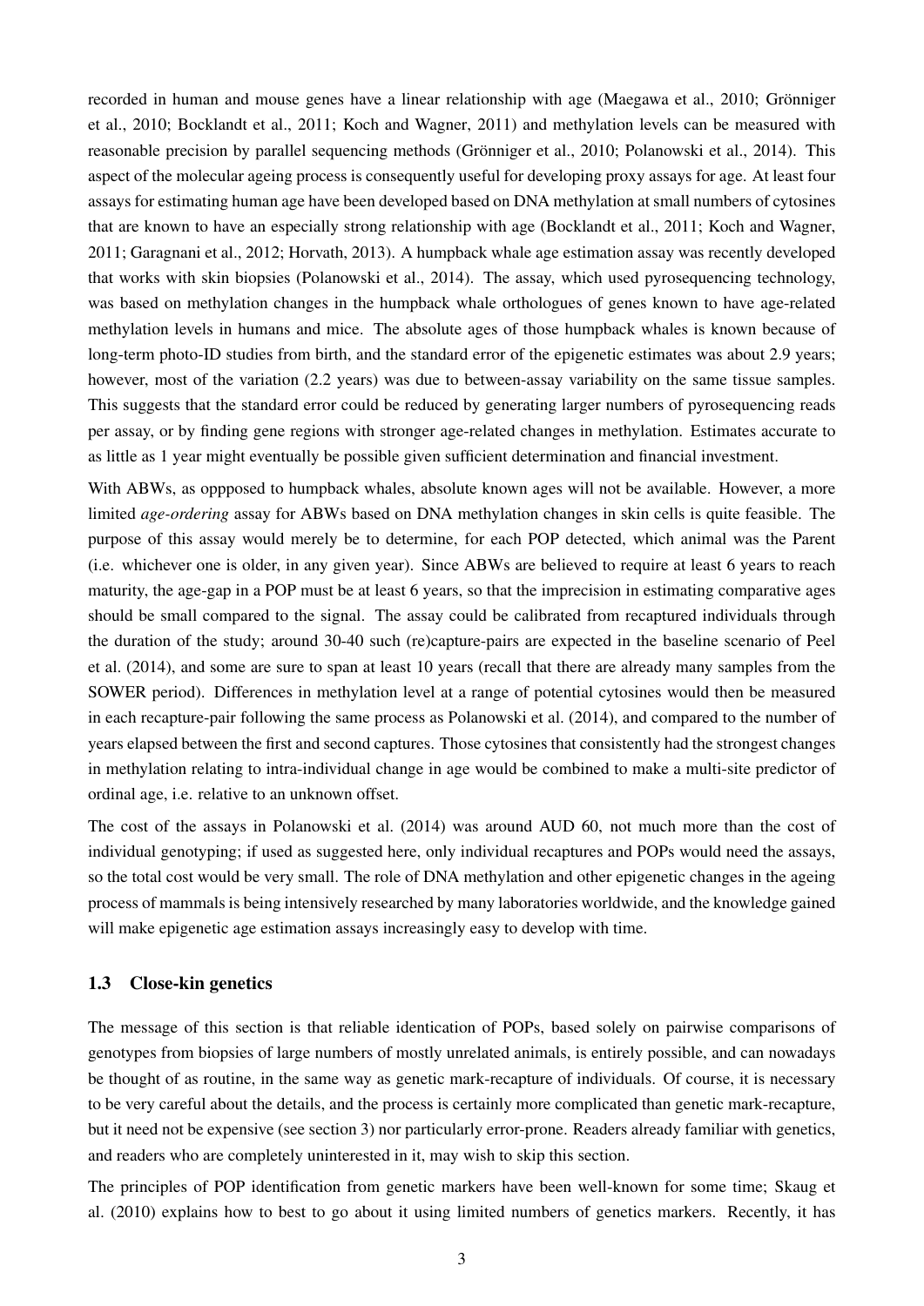recorded in human and mouse genes have a linear relationship with age (Maegawa et al., 2010; Grönniger et al., 2010; Bocklandt et al., 2011; Koch and Wagner, 2011) and methylation levels can be measured with reasonable precision by parallel sequencing methods (Grönniger et al., 2010; Polanowski et al., 2014). This aspect of the molecular ageing process is consequently useful for developing proxy assays for age. At least four assays for estimating human age have been developed based on DNA methylation at small numbers of cytosines that are known to have an especially strong relationship with age (Bocklandt et al., 2011; Koch and Wagner, 2011; Garagnani et al., 2012; Horvath, 2013). A humpback whale age estimation assay was recently developed that works with skin biopsies (Polanowski et al., 2014). The assay, which used pyrosequencing technology, was based on methylation changes in the humpback whale orthologues of genes known to have age-related methylation levels in humans and mice. The absolute ages of those humpback whales is known because of long-term photo-ID studies from birth, and the standard error of the epigenetic estimates was about 2.9 years; however, most of the variation (2.2 years) was due to between-assay variability on the same tissue samples. This suggests that the standard error could be reduced by generating larger numbers of pyrosequencing reads per assay, or by finding gene regions with stronger age-related changes in methylation. Estimates accurate to as little as 1 year might eventually be possible given sufficient determination and financial investment.

With ABWs, as oppposed to humpback whales, absolute known ages will not be available. However, a more limited *age-ordering* assay for ABWs based on DNA methylation changes in skin cells is quite feasible. The purpose of this assay would merely be to determine, for each POP detected, which animal was the Parent (i.e. whichever one is older, in any given year). Since ABWs are believed to require at least 6 years to reach maturity, the age-gap in a POP must be at least 6 years, so that the imprecision in estimating comparative ages should be small compared to the signal. The assay could be calibrated from recaptured individuals through the duration of the study; around 30-40 such (re)capture-pairs are expected in the baseline scenario of Peel et al. (2014), and some are sure to span at least 10 years (recall that there are already many samples from the SOWER period). Differences in methylation level at a range of potential cytosines would then be measured in each recapture-pair following the same process as Polanowski et al. (2014), and compared to the number of years elapsed between the first and second captures. Those cytosines that consistently had the strongest changes in methylation relating to intra-individual change in age would be combined to make a multi-site predictor of ordinal age, i.e. relative to an unknown offset.

The cost of the assays in Polanowski et al. (2014) was around AUD 60, not much more than the cost of individual genotyping; if used as suggested here, only individual recaptures and POPs would need the assays, so the total cost would be very small. The role of DNA methylation and other epigenetic changes in the ageing process of mammals is being intensively researched by many laboratories worldwide, and the knowledge gained will make epigenetic age estimation assays increasingly easy to develop with time.

### 1.3 Close-kin genetics

The message of this section is that reliable identication of POPs, based solely on pairwise comparisons of genotypes from biopsies of large numbers of mostly unrelated animals, is entirely possible, and can nowadays be thought of as routine, in the same way as genetic mark-recapture of individuals. Of course, it is necessary to be very careful about the details, and the process is certainly more complicated than genetic mark-recapture, but it need not be expensive (see section 3) nor particularly error-prone. Readers already familiar with genetics, and readers who are completely uninterested in it, may wish to skip this section.

The principles of POP identification from genetic markers have been well-known for some time; Skaug et al. (2010) explains how to best to go about it using limited numbers of genetics markers. Recently, it has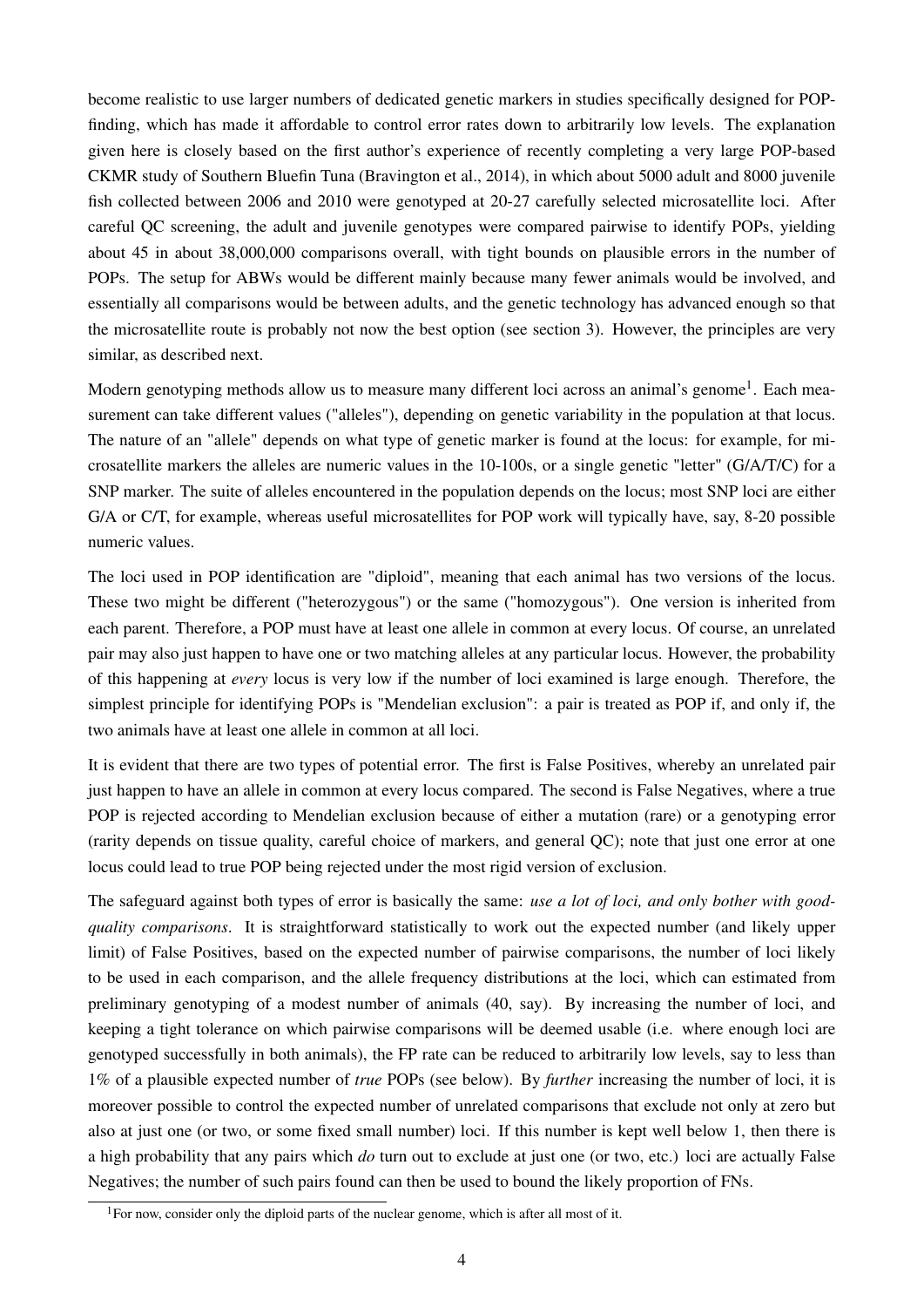become realistic to use larger numbers of dedicated genetic markers in studies specifically designed for POP-finding, which has made it affordable to control error rates down to arbitrarily low levels. The explanation given here is closely based on the first author's experience of recently completing a very large POP-based CKMR study of Southern Bluefin Tuna (Bravington et al., 2014), in which about 5000 adult and 8000 juvenile fish collected between 2006 and 2010 were genotyped at 20-27 carefully selected microsatellite loci. After careful QC screening, the adult and juvenile genotypes were compared pairwise to identify POPs, yielding about 45 in about 38,000,000 comparisons overall, with tight bounds on plausible errors in the number of POPs. The setup for ABWs would be different mainly because many fewer animals would be involved, and essentially all comparisons would be between adults, and the genetic technology has advanced enough so that the microsatellite route is probably not now the best option (see section 3). However, the principles are very similar, as described next.

Modern genotyping methods allow us to measure many different loci across an animal's genome[1]. Each measurement can take different values ("alleles"), depending on genetic variability in the population at that locus. The nature of an "allele" depends on what type of genetic marker is found at the locus: for example, for microsatellite markers the alleles are numeric values in the 10-100s, or a single genetic "letter" (G/A/T/C) for a SNP marker. The suite of alleles encountered in the population depends on the locus; most SNP loci are either G/A or C/T, for example, whereas useful microsatellites for POP work will typically have, say, 8-20 possible numeric values.

The loci used in POP identification are "diploid", meaning that each animal has two versions of the locus. These two might be different ("heterozygous") or the same ("homozygous"). One version is inherited from each parent. Therefore, a POP must have at least one allele in common at every locus. Of course, an unrelated pair may also just happen to have one or two matching alleles at any particular locus. However, the probability of this happening at *every* locus is very low if the number of loci examined is large enough. Therefore, the simplest principle for identifying POPs is "Mendelian exclusion": a pair is treated as POP if, and only if, the two animals have at least one allele in common at all loci.

It is evident that there are two types of potential error. The first is False Positives, whereby an unrelated pair just happen to have an allele in common at every locus compared. The second is False Negatives, where a true POP is rejected according to Mendelian exclusion because of either a mutation (rare) or a genotyping error (rarity depends on tissue quality, careful choice of markers, and general QC); note that just one error at one locus could lead to true POP being rejected under the most rigid version of exclusion.

The safeguard against both types of error is basically the same: *use a lot of loci, and only bother with good-quality comparisons*. It is straightforward statistically to work out the expected number (and likely upper limit) of False Positives, based on the expected number of pairwise comparisons, the number of loci likely to be used in each comparison, and the allele frequency distributions at the loci, which can estimated from preliminary genotyping of a modest number of animals (40, say). By increasing the number of loci, and keeping a tight tolerance on which pairwise comparisons will be deemed usable (i.e. where enough loci are genotyped successfully in both animals), the FP rate can be reduced to arbitrarily low levels, say to less than 1% of a plausible expected number of *true* POPs (see below). By *further* increasing the number of loci, it is moreover possible to control the expected number of unrelated comparisons that exclude not only at zero but also at just one (or two, or some fixed small number) loci. If this number is kept well below 1, then there is a high probability that any pairs which *do* turn out to exclude at just one (or two, etc.) loci are actually False Negatives; the number of such pairs found can then be used to bound the likely proportion of FNs.

[1] For now, consider only the diploid parts of the nuclear genome, which is after all most of it.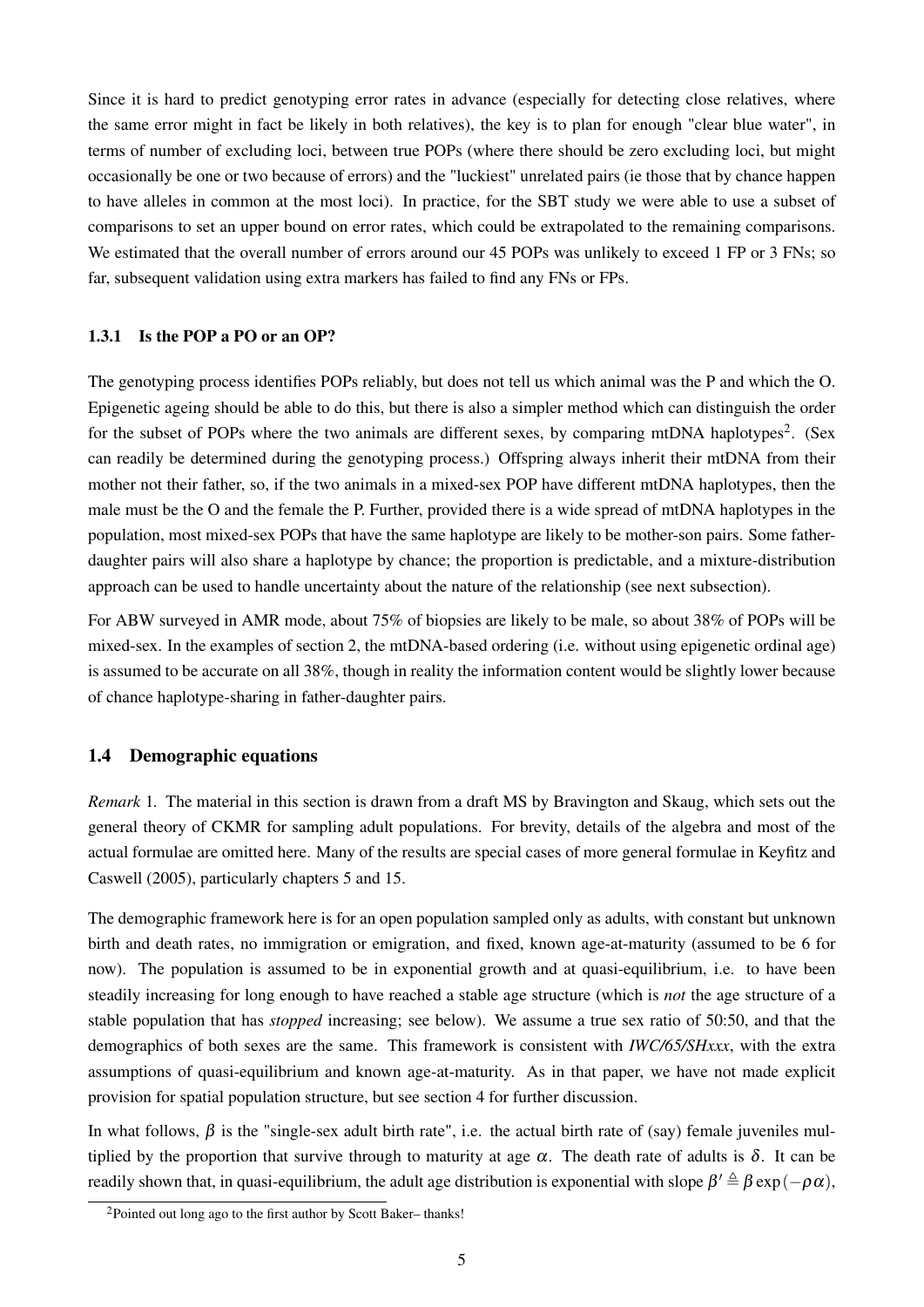Since it is hard to predict genotyping error rates in advance (especially for detecting close relatives, where the same error might in fact be likely in both relatives), the key is to plan for enough "clear blue water", in terms of number of excluding loci, between true POPs (where there should be zero excluding loci, but might occasionally be one or two because of errors) and the "luckiest" unrelated pairs (ie those that by chance happen to have alleles in common at the most loci). In practice, for the SBT study we were able to use a subset of comparisons to set an upper bound on error rates, which could be extrapolated to the remaining comparisons. We estimated that the overall number of errors around our 45 POPs was unlikely to exceed 1 FP or 3 FNs; so far, subsequent validation using extra markers has failed to find any FNs or FPs.

### 1.3.1 Is the POP a PO or an OP?

The genotyping process identifies POPs reliably, but does not tell us which animal was the P and which the O. Epigenetic ageing should be able to do this, but there is also a simpler method which can distinguish the order for the subset of POPs where the two animals are different sexes, by comparing mtDNA haplotypes[2]. (Sex can readily be determined during the genotyping process.) Offspring always inherit their mtDNA from their mother not their father, so, if the two animals in a mixed-sex POP have different mtDNA haplotypes, then the male must be the O and the female the P. Further, provided there is a wide spread of mtDNA haplotypes in the population, most mixed-sex POPs that have the same haplotype are likely to be mother-son pairs. Some father-daughter pairs will also share a haplotype by chance; the proportion is predictable, and a mixture-distribution approach can be used to handle uncertainty about the nature of the relationship (see next subsection).

For ABW surveyed in AMR mode, about 75% of biopsies are likely to be male, so about 38% of POPs will be mixed-sex. In the examples of section 2, the mtDNA-based ordering (i.e. without using epigenetic ordinal age) is assumed to be accurate on all 38%, though in reality the information content would be slightly lower because of chance haplotype-sharing in father-daughter pairs.

## 1.4 Demographic equations

*Remark* 1. The material in this section is drawn from a draft MS by Bravington and Skaug, which sets out the general theory of CKMR for sampling adult populations. For brevity, details of the algebra and most of the actual formulae are omitted here. Many of the results are special cases of more general formulae in Keyfitz and Caswell (2005), particularly chapters 5 and 15.

The demographic framework here is for an open population sampled only as adults, with constant but unknown birth and death rates, no immigration or emigration, and fixed, known age-at-maturity (assumed to be 6 for now). The population is assumed to be in exponential growth and at quasi-equilibrium, i.e. to have been steadily increasing for long enough to have reached a stable age structure (which is *not* the age structure of a stable population that has *stopped* increasing; see below). We assume a true sex ratio of 50:50, and that the demographics of both sexes are the same. This framework is consistent with *IWC/65/SHxxx*, with the extra assumptions of quasi-equilibrium and known age-at-maturity. As in that paper, we have not made explicit provision for spatial population structure, but see section 4 for further discussion.

In what follows, $\beta$ is the "single-sex adult birth rate", i.e. the actual birth rate of (say) female juveniles multiplied by the proportion that survive through to maturity at age $\alpha$. The death rate of adults is $\delta$. It can be readily shown that, in quasi-equilibrium, the adult age distribution is exponential with slope $\beta' \triangleq \beta \exp(-\rho\alpha)$,

[2] Pointed out long ago to the first author by Scott Baker– thanks!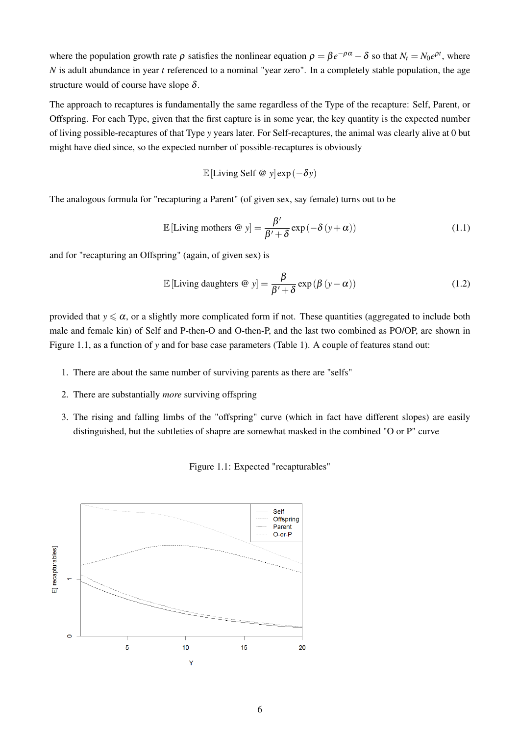where the population growth rate $\rho$ satisfies the nonlinear equation $\rho = \beta e^{-\rho\alpha} - \delta$ so that $N_t = N_0 e^{\rho t}$, where $N$ is adult abundance in year $t$ referenced to a nominal "year zero". In a completely stable population, the age structure would of course have slope $\delta$.

The approach to recaptures is fundamentally the same regardless of the Type of the recapture: Self, Parent, or Offspring. For each Type, given that the first capture is in some year, the key quantity is the expected number of living possible-recaptures of that Type $y$ years later. For Self-recaptures, the animal was clearly alive at 0 but might have died since, so the expected number of possible-recaptures is obviously

$$\mathbb{E}\left[\text{Living Self @ } y\right] \exp\left(-\delta y\right)$$

The analogous formula for "recapturing a Parent" (of given sex, say female) turns out to be

$$\mathbb{E}\left[\text{Living mothers @ } y\right] = \frac{\beta'}{\beta' + \delta} \exp\left(-\delta\left(y + \alpha\right)\right) \tag{1.1}$$

and for "recapturing an Offspring" (again, of given sex) is

$$\mathbb{E}\left[\text{Living daughters @ } y\right] = \frac{\beta}{\beta' + \delta} \exp\left(\beta\left(y - \alpha\right)\right) \tag{1.2}$$

provided that $y \leqslant \alpha$, or a slightly more complicated form if not. These quantities (aggregated to include both male and female kin) of Self and P-then-O and O-then-P, and the last two combined as PO/OP, are shown in Figure 1.1, as a function of $y$ and for base case parameters (Table 1). A couple of features stand out:

1. There are about the same number of surviving parents as there are "selfs"
2. There are substantially *more* surviving offspring
3. The rising and falling limbs of the "offspring" curve (which in fact have different slopes) are easily distinguished, but the subtleties of shapre are somewhat masked in the combined "O or P" curve

Figure 1.1: Expected "recapturables"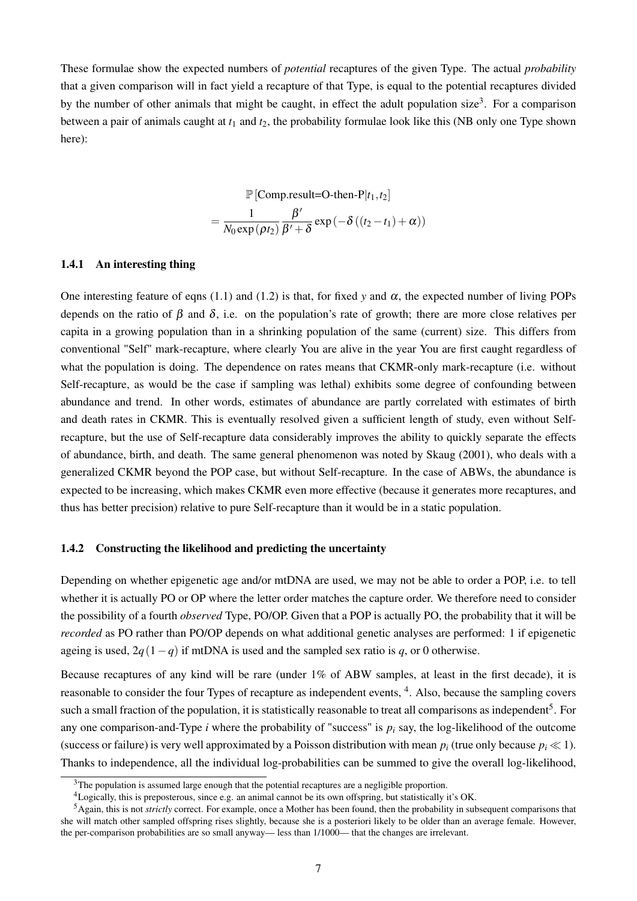These formulae show the expected numbers of *potential* recaptures of the given Type. The actual *probability* that a given comparison will in fact yield a recapture of that Type, is equal to the potential recaptures divided by the number of other animals that might be caught, in effect the adult population size[3]. For a comparison between a pair of animals caught at $t_1$ and $t_2$, the probability formulae look like this (NB only one Type shown here):

$$
\begin{aligned}
&\mathbb{P}\left[\text{Comp.result=O-then-P}|t_1,t_2\right] \\
&= \frac{1}{N_0 \exp\left(\rho t_2\right)} \frac{\beta'}{\beta'+\delta} \exp\left(-\delta\left((t_2-t_1)+\alpha\right)\right)
\end{aligned}
$$

### 1.4.1 An interesting thing

One interesting feature of eqns (1.1) and (1.2) is that, for fixed $y$ and $\alpha$, the expected number of living POPs depends on the ratio of $\beta$ and $\delta$, i.e. on the population's rate of growth; there are more close relatives per capita in a growing population than in a shrinking population of the same (current) size. This differs from conventional "Self" mark-recapture, where clearly You are alive in the year You are first caught regardless of what the population is doing. The dependence on rates means that CKMR-only mark-recapture (i.e. without Self-recapture, as would be the case if sampling was lethal) exhibits some degree of confounding between abundance and trend. In other words, estimates of abundance are partly correlated with estimates of birth and death rates in CKMR. This is eventually resolved given a sufficient length of study, even without Self-recapture, but the use of Self-recapture data considerably improves the ability to quickly separate the effects of abundance, birth, and death. The same general phenomenon was noted by Skaug (2001), who deals with a generalized CKMR beyond the POP case, but without Self-recapture. In the case of ABWs, the abundance is expected to be increasing, which makes CKMR even more effective (because it generates more recaptures, and thus has better precision) relative to pure Self-recapture than it would be in a static population.

### 1.4.2 Constructing the likelihood and predicting the uncertainty

Depending on whether epigenetic age and/or mtDNA are used, we may not be able to order a POP, i.e. to tell whether it is actually PO or OP where the letter order matches the capture order. We therefore need to consider the possibility of a fourth *observed* Type, PO/OP. Given that a POP is actually PO, the probability that it will be *recorded* as PO rather than PO/OP depends on what additional genetic analyses are performed: 1 if epigenetic ageing is used, $2q(1-q)$ if mtDNA is used and the sampled sex ratio is $q$, or 0 otherwise.

Because recaptures of any kind will be rare (under 1% of ABW samples, at least in the first decade), it is reasonable to consider the four Types of recapture as independent events, [4]. Also, because the sampling covers such a small fraction of the population, it is statistically reasonable to treat all comparisons as independent[5]. For any one comparison-and-Type $i$ where the probability of "success" is $p_i$ say, the log-likelihood of the outcome (success or failure) is very well approximated by a Poisson distribution with mean $p_i$ (true only because $p_i \ll 1$). Thanks to independence, all the individual log-probabilities can be summed to give the overall log-likelihood,

[3] The population is assumed large enough that the potential recaptures are a negligible proportion.

[4] Logically, this is preposterous, since e.g. an animal cannot be its own offspring, but statistically it's OK.

[5] Again, this is not *strictly* correct. For example, once a Mother has been found, then the probability in subsequent comparisons that she will match other sampled offspring rises slightly, because she is a posteriori likely to be older than an average female. However, the per-comparison probabilities are so small anyway— less than 1/1000— that the changes are irrelevant.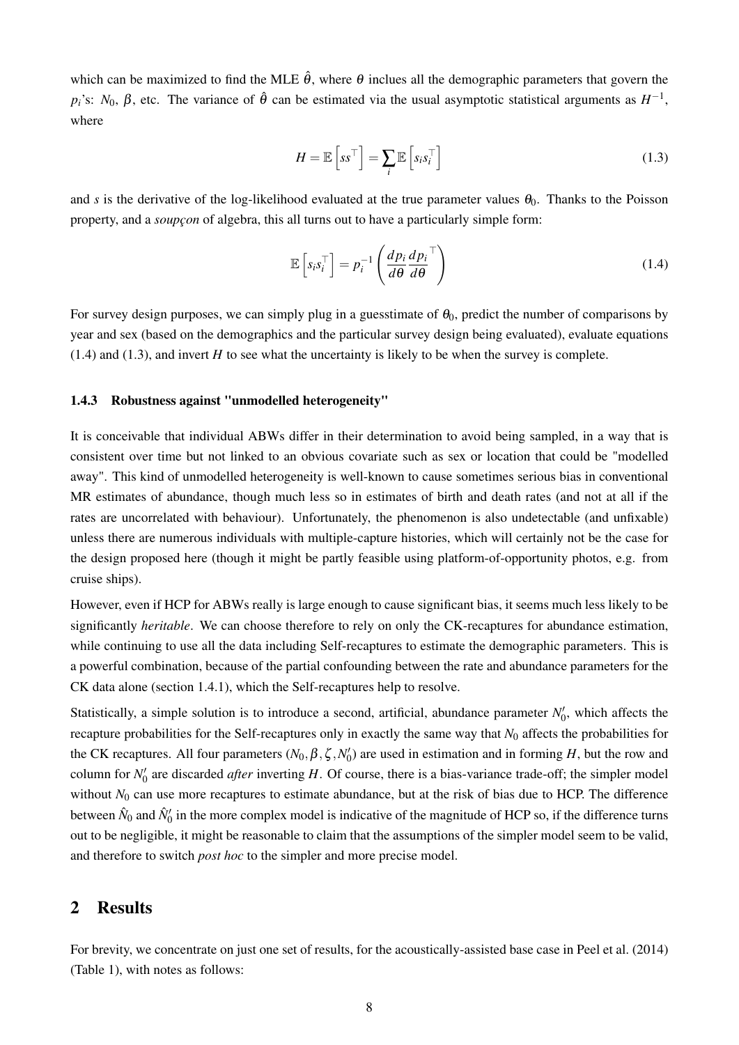which can be maximized to find the MLE $\hat{\theta}$, where $\theta$ inclues all the demographic parameters that govern the $p_i$'s: $N_0$, $\beta$, etc. The variance of $\hat{\theta}$ can be estimated via the usual asymptotic statistical arguments as $H^{-1}$, where

$$H = \mathbb{E}\left[ss^{\top}\right] = \sum_i \mathbb{E}\left[s_i s_i^{\top}\right] \tag{1.3}$$

and $s$ is the derivative of the log-likelihood evaluated at the true parameter values $\theta_0$. Thanks to the Poisson property, and a *soupçon* of algebra, this all turns out to have a particularly simple form:

$$\mathbb{E}\left[s_i s_i^{\top}\right] = p_i^{-1}\left(\frac{dp_i}{d\theta}\frac{dp_i}{d\theta}^{\top}\right) \tag{1.4}$$

For survey design purposes, we can simply plug in a guesstimate of $\theta_0$, predict the number of comparisons by year and sex (based on the demographics and the particular survey design being evaluated), evaluate equations (1.4) and (1.3), and invert $H$ to see what the uncertainty is likely to be when the survey is complete.

### 1.4.3 Robustness against "unmodelled heterogeneity"

It is conceivable that individual ABWs differ in their determination to avoid being sampled, in a way that is consistent over time but not linked to an obvious covariate such as sex or location that could be "modelled away". This kind of unmodelled heterogeneity is well-known to cause sometimes serious bias in conventional MR estimates of abundance, though much less so in estimates of birth and death rates (and not at all if the rates are uncorrelated with behaviour). Unfortunately, the phenomenon is also undetectable (and unfixable) unless there are numerous individuals with multiple-capture histories, which will certainly not be the case for the design proposed here (though it might be partly feasible using platform-of-opportunity photos, e.g. from cruise ships).

However, even if HCP for ABWs really is large enough to cause significant bias, it seems much less likely to be significantly *heritable*. We can choose therefore to rely on only the CK-recaptures for abundance estimation, while continuing to use all the data including Self-recaptures to estimate the demographic parameters. This is a powerful combination, because of the partial confounding between the rate and abundance parameters for the CK data alone (section 1.4.1), which the Self-recaptures help to resolve.

Statistically, a simple solution is to introduce a second, artificial, abundance parameter $N_0'$, which affects the recapture probabilities for the Self-recaptures only in exactly the same way that $N_0$ affects the probabilities for the CK recaptures. All four parameters $(N_0, \beta, \zeta, N_0')$ are used in estimation and in forming $H$, but the row and column for $N_0'$ are discarded *after* inverting $H$. Of course, there is a bias-variance trade-off; the simpler model without $N_0$ can use more recaptures to estimate abundance, but at the risk of bias due to HCP. The difference between $\hat{N}_0$ and $\hat{N}_0'$ in the more complex model is indicative of the magnitude of HCP so, if the difference turns out to be negligible, it might be reasonable to claim that the assumptions of the simpler model seem to be valid, and therefore to switch *post hoc* to the simpler and more precise model.

## 2 Results

For brevity, we concentrate on just one set of results, for the acoustically-assisted base case in Peel et al. (2014) (Table 1), with notes as follows: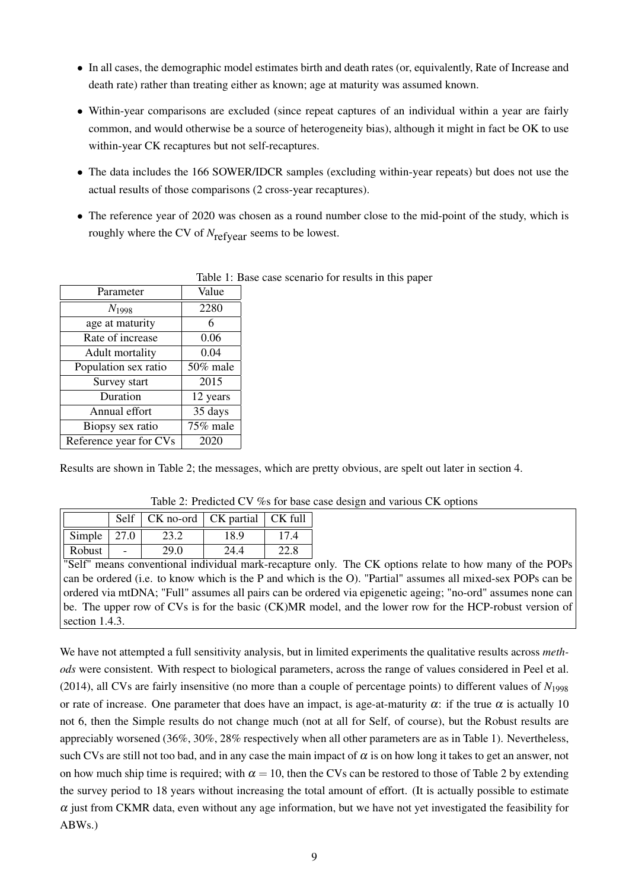- In all cases, the demographic model estimates birth and death rates (or, equivalently, Rate of Increase and death rate) rather than treating either as known; age at maturity was assumed known.
- Within-year comparisons are excluded (since repeat captures of an individual within a year are fairly common, and would otherwise be a source of heterogeneity bias), although it might in fact be OK to use within-year CK recaptures but not self-recaptures.
- The data includes the 166 SOWER/IDCR samples (excluding within-year repeats) but does not use the actual results of those comparisons (2 cross-year recaptures).
- The reference year of 2020 was chosen as a round number close to the mid-point of the study, which is roughly where the CV of $N_{\text{refyear}}$ seems to be lowest.

Table 1: Base case scenario for results in this paper

| Parameter | Value |
|---|---|
| $N_{1998}$ | 2280 |
| age at maturity | 6 |
| Rate of increase | 0.06 |
| Adult mortality | 0.04 |
| Population sex ratio | 50% male |
| Survey start | 2015 |
| Duration | 12 years |
| Annual effort | 35 days |
| Biopsy sex ratio | 75% male |
| Reference year for CVs | 2020 |

Results are shown in Table 2; the messages, which are pretty obvious, are spelt out later in section 4.

Table 2: Predicted CV %s for base case design and various CK options

| | Self | CK no-ord | CK partial | CK full |
|---|---|---|---|---|
| Simple | 27.0 | 23.2 | 18.9 | 17.4 |
| Robust | - | 29.0 | 24.4 | 22.8 |

"Self" means conventional individual mark-recapture only. The CK options relate to how many of the POPs can be ordered (i.e. to know which is the P and which is the O). "Partial" assumes all mixed-sex POPs can be ordered via mtDNA; "Full" assumes all pairs can be ordered via epigenetic ageing; "no-ord" assumes none can be. The upper row of CVs is for the basic (CK)MR model, and the lower row for the HCP-robust version of section 1.4.3.

We have not attempted a full sensitivity analysis, but in limited experiments the qualitative results across *methods* were consistent. With respect to biological parameters, across the range of values considered in Peel et al. (2014), all CVs are fairly insensitive (no more than a couple of percentage points) to different values of $N_{1998}$ or rate of increase. One parameter that does have an impact, is age-at-maturity $\alpha$: if the true $\alpha$ is actually 10 not 6, then the Simple results do not change much (not at all for Self, of course), but the Robust results are appreciably worsened (36%, 30%, 28% respectively when all other parameters are as in Table 1). Nevertheless, such CVs are still not too bad, and in any case the main impact of $\alpha$ is on how long it takes to get an answer, not on how much ship time is required; with $\alpha = 10$, then the CVs can be restored to those of Table 2 by extending the survey period to 18 years without increasing the total amount of effort. (It is actually possible to estimate $\alpha$ just from CKMR data, even without any age information, but we have not yet investigated the feasibility for ABWs.)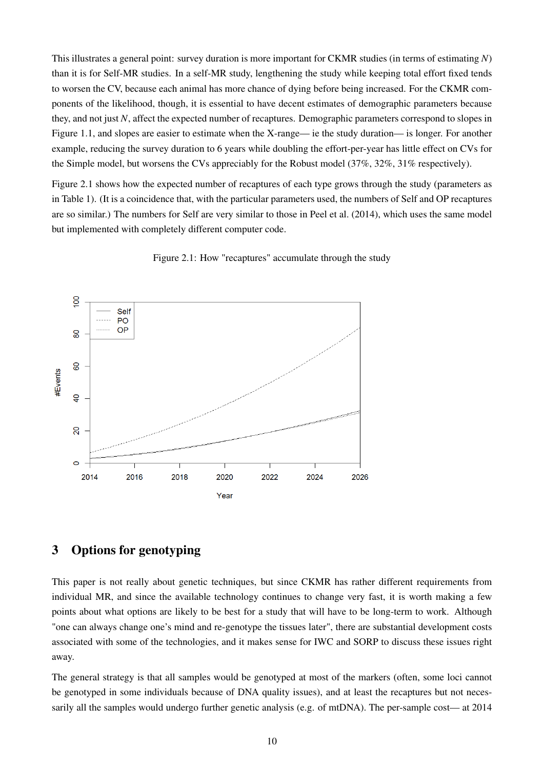This illustrates a general point: survey duration is more important for CKMR studies (in terms of estimating $N$) than it is for Self-MR studies. In a self-MR study, lengthening the study while keeping total effort fixed tends to worsen the CV, because each animal has more chance of dying before being increased. For the CKMR components of the likelihood, though, it is essential to have decent estimates of demographic parameters because they, and not just $N$, affect the expected number of recaptures. Demographic parameters correspond to slopes in Figure 1.1, and slopes are easier to estimate when the X-range— ie the study duration— is longer. For another example, reducing the survey duration to 6 years while doubling the effort-per-year has little effect on CVs for the Simple model, but worsens the CVs appreciably for the Robust model (37%, 32%, 31% respectively).

Figure 2.1 shows how the expected number of recaptures of each type grows through the study (parameters as in Table 1). (It is a coincidence that, with the particular parameters used, the numbers of Self and OP recaptures are so similar.) The numbers for Self are very similar to those in Peel et al. (2014), which uses the same model but implemented with completely different computer code.

Figure 2.1: How "recaptures" accumulate through the study

## 3 Options for genotyping

This paper is not really about genetic techniques, but since CKMR has rather different requirements from individual MR, and since the available technology continues to change very fast, it is worth making a few points about what options are likely to be best for a study that will have to be long-term to work. Although "one can always change one's mind and re-genotype the tissues later", there are substantial development costs associated with some of the technologies, and it makes sense for IWC and SORP to discuss these issues right away.

The general strategy is that all samples would be genotyped at most of the markers (often, some loci cannot be genotyped in some individuals because of DNA quality issues), and at least the recaptures but not necessarily all the samples would undergo further genetic analysis (e.g. of mtDNA). The per-sample cost— at 2014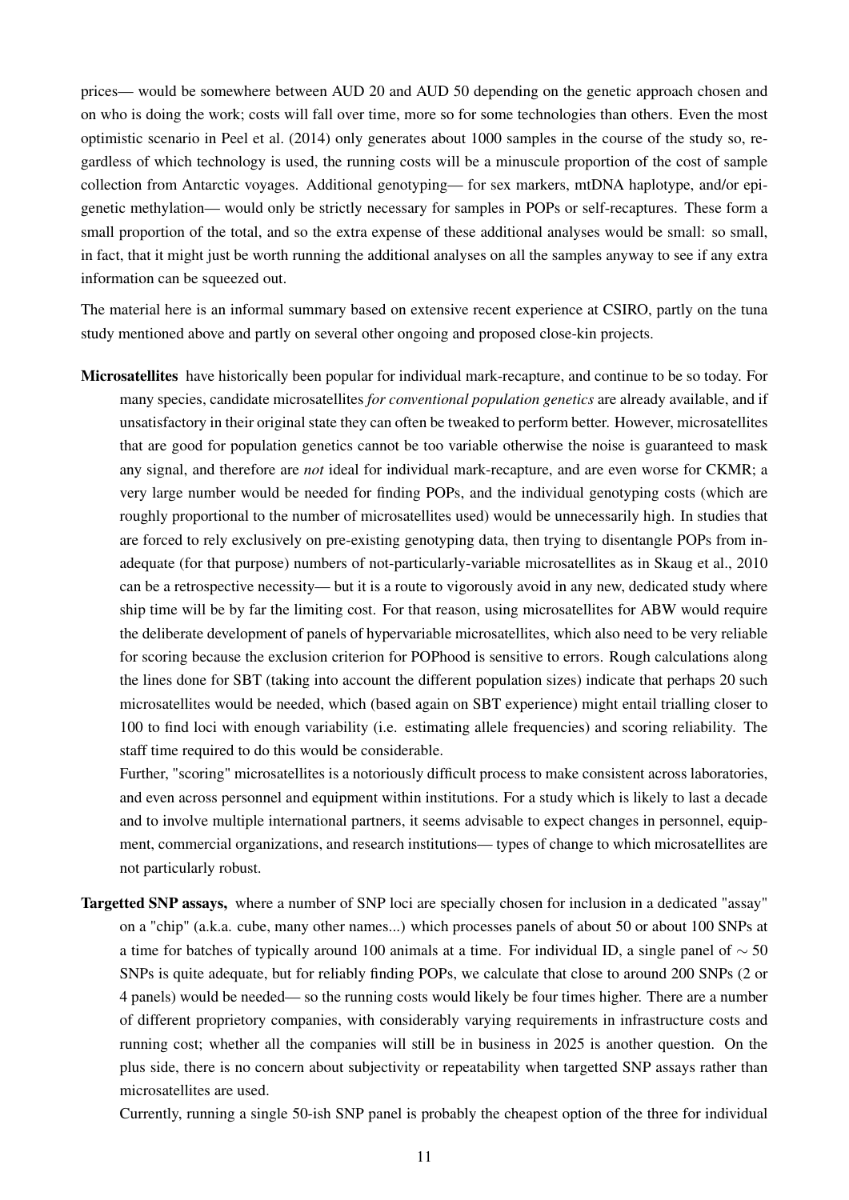prices— would be somewhere between AUD 20 and AUD 50 depending on the genetic approach chosen and on who is doing the work; costs will fall over time, more so for some technologies than others. Even the most optimistic scenario in Peel et al. (2014) only generates about 1000 samples in the course of the study so, regardless of which technology is used, the running costs will be a minuscule proportion of the cost of sample collection from Antarctic voyages. Additional genotyping— for sex markers, mtDNA haplotype, and/or epigenetic methylation— would only be strictly necessary for samples in POPs or self-recaptures. These form a small proportion of the total, and so the extra expense of these additional analyses would be small: so small, in fact, that it might just be worth running the additional analyses on all the samples anyway to see if any extra information can be squeezed out.

The material here is an informal summary based on extensive recent experience at CSIRO, partly on the tuna study mentioned above and partly on several other ongoing and proposed close-kin projects.

**Microsatellites** have historically been popular for individual mark-recapture, and continue to be so today. For many species, candidate microsatellites *for conventional population genetics* are already available, and if unsatisfactory in their original state they can often be tweaked to perform better. However, microsatellites that are good for population genetics cannot be too variable otherwise the noise is guaranteed to mask any signal, and therefore are *not* ideal for individual mark-recapture, and are even worse for CKMR; a very large number would be needed for finding POPs, and the individual genotyping costs (which are roughly proportional to the number of microsatellites used) would be unnecessarily high. In studies that are forced to rely exclusively on pre-existing genotyping data, then trying to disentangle POPs from inadequate (for that purpose) numbers of not-particularly-variable microsatellites as in Skaug et al., 2010 can be a retrospective necessity— but it is a route to vigorously avoid in any new, dedicated study where ship time will be by far the limiting cost. For that reason, using microsatellites for ABW would require the deliberate development of panels of hypervariable microsatellites, which also need to be very reliable for scoring because the exclusion criterion for POPhood is sensitive to errors. Rough calculations along the lines done for SBT (taking into account the different population sizes) indicate that perhaps 20 such microsatellites would be needed, which (based again on SBT experience) might entail trialling closer to 100 to find loci with enough variability (i.e. estimating allele frequencies) and scoring reliability. The staff time required to do this would be considerable.

Further, "scoring" microsatellites is a notoriously difficult process to make consistent across laboratories, and even across personnel and equipment within institutions. For a study which is likely to last a decade and to involve multiple international partners, it seems advisable to expect changes in personnel, equipment, commercial organizations, and research institutions— types of change to which microsatellites are not particularly robust.

**Targetted SNP assays,** where a number of SNP loci are specially chosen for inclusion in a dedicated "assay" on a "chip" (a.k.a. cube, many other names...) which processes panels of about 50 or about 100 SNPs at a time for batches of typically around 100 animals at a time. For individual ID, a single panel of $\sim 50$ SNPs is quite adequate, but for reliably finding POPs, we calculate that close to around 200 SNPs (2 or 4 panels) would be needed— so the running costs would likely be four times higher. There are a number of different proprietory companies, with considerably varying requirements in infrastructure costs and running cost; whether all the companies will still be in business in 2025 is another question. On the plus side, there is no concern about subjectivity or repeatability when targetted SNP assays rather than microsatellites are used.

Currently, running a single 50-ish SNP panel is probably the cheapest option of the three for individual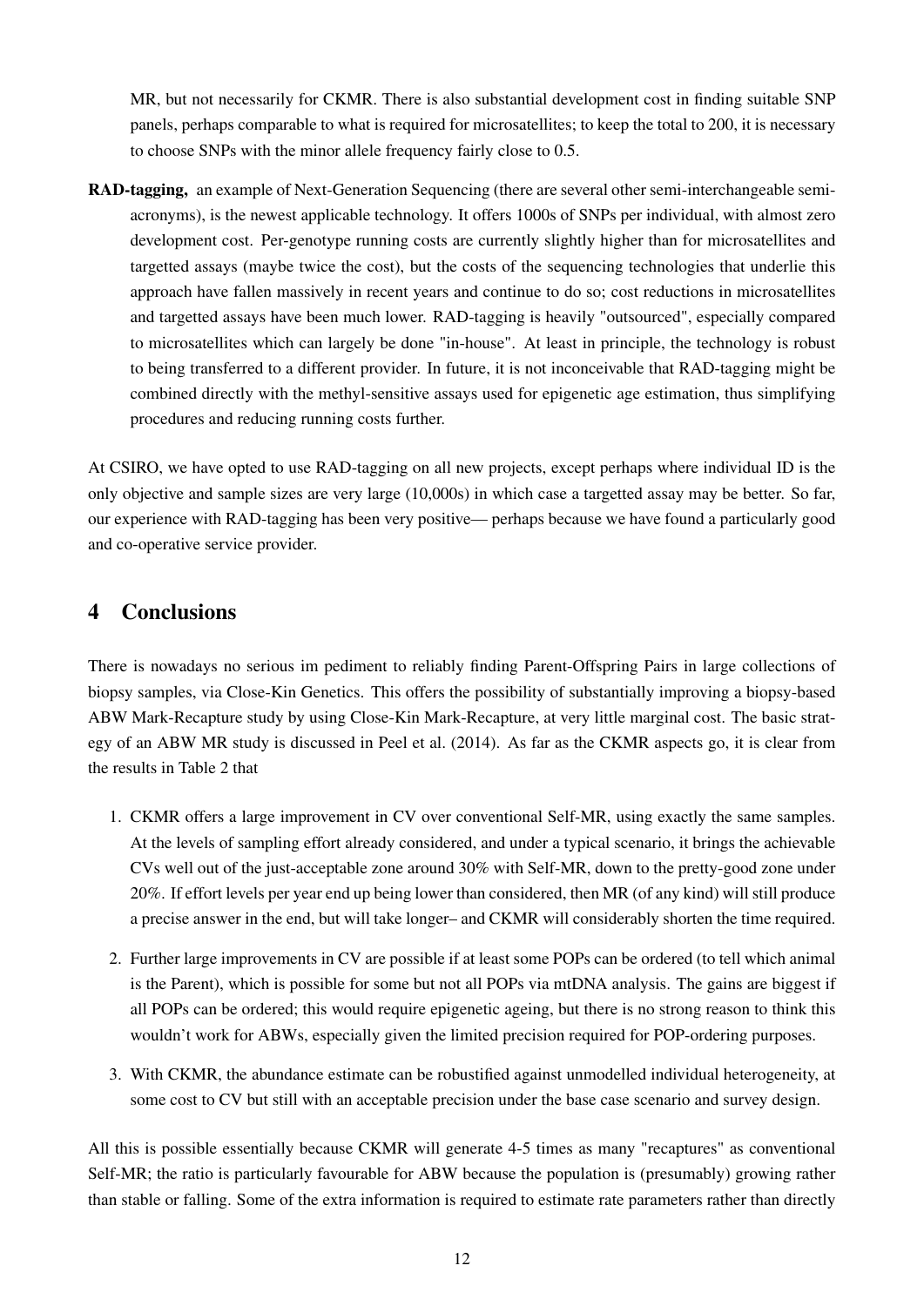MR, but not necessarily for CKMR. There is also substantial development cost in finding suitable SNP panels, perhaps comparable to what is required for microsatellites; to keep the total to 200, it is necessary to choose SNPs with the minor allele frequency fairly close to 0.5.

**RAD-tagging,** an example of Next-Generation Sequencing (there are several other semi-interchangeable semi-acronyms), is the newest applicable technology. It offers 1000s of SNPs per individual, with almost zero development cost. Per-genotype running costs are currently slightly higher than for microsatellites and targetted assays (maybe twice the cost), but the costs of the sequencing technologies that underlie this approach have fallen massively in recent years and continue to do so; cost reductions in microsatellites and targetted assays have been much lower. RAD-tagging is heavily "outsourced", especially compared to microsatellites which can largely be done "in-house". At least in principle, the technology is robust to being transferred to a different provider. In future, it is not inconceivable that RAD-tagging might be combined directly with the methyl-sensitive assays used for epigenetic age estimation, thus simplifying procedures and reducing running costs further.

At CSIRO, we have opted to use RAD-tagging on all new projects, except perhaps where individual ID is the only objective and sample sizes are very large (10,000s) in which case a targetted assay may be better. So far, our experience with RAD-tagging has been very positive— perhaps because we have found a particularly good and co-operative service provider.

## 4 Conclusions

There is nowadays no serious im pediment to reliably finding Parent-Offspring Pairs in large collections of biopsy samples, via Close-Kin Genetics. This offers the possibility of substantially improving a biopsy-based ABW Mark-Recapture study by using Close-Kin Mark-Recapture, at very little marginal cost. The basic strategy of an ABW MR study is discussed in Peel et al. (2014). As far as the CKMR aspects go, it is clear from the results in Table 2 that

1. CKMR offers a large improvement in CV over conventional Self-MR, using exactly the same samples. At the levels of sampling effort already considered, and under a typical scenario, it brings the achievable CVs well out of the just-acceptable zone around 30% with Self-MR, down to the pretty-good zone under 20%. If effort levels per year end up being lower than considered, then MR (of any kind) will still produce a precise answer in the end, but will take longer– and CKMR will considerably shorten the time required.

2. Further large improvements in CV are possible if at least some POPs can be ordered (to tell which animal is the Parent), which is possible for some but not all POPs via mtDNA analysis. The gains are biggest if all POPs can be ordered; this would require epigenetic ageing, but there is no strong reason to think this wouldn't work for ABWs, especially given the limited precision required for POP-ordering purposes.

3. With CKMR, the abundance estimate can be robustified against unmodelled individual heterogeneity, at some cost to CV but still with an acceptable precision under the base case scenario and survey design.

All this is possible essentially because CKMR will generate 4-5 times as many "recaptures" as conventional Self-MR; the ratio is particularly favourable for ABW because the population is (presumably) growing rather than stable or falling. Some of the extra information is required to estimate rate parameters rather than directly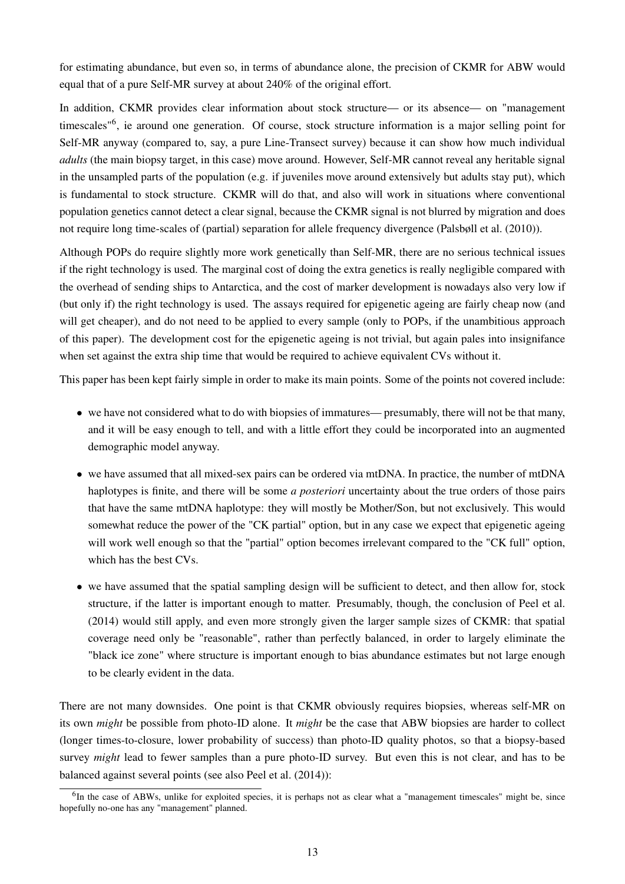for estimating abundance, but even so, in terms of abundance alone, the precision of CKMR for ABW would equal that of a pure Self-MR survey at about 240% of the original effort.

In addition, CKMR provides clear information about stock structure— or its absence— on "management timescales"[6], ie around one generation. Of course, stock structure information is a major selling point for Self-MR anyway (compared to, say, a pure Line-Transect survey) because it can show how much individual *adults* (the main biopsy target, in this case) move around. However, Self-MR cannot reveal any heritable signal in the unsampled parts of the population (e.g. if juveniles move around extensively but adults stay put), which is fundamental to stock structure. CKMR will do that, and also will work in situations where conventional population genetics cannot detect a clear signal, because the CKMR signal is not blurred by migration and does not require long time-scales of (partial) separation for allele frequency divergence (Palsbøll et al. (2010)).

Although POPs do require slightly more work genetically than Self-MR, there are no serious technical issues if the right technology is used. The marginal cost of doing the extra genetics is really negligible compared with the overhead of sending ships to Antarctica, and the cost of marker development is nowadays also very low if (but only if) the right technology is used. The assays required for epigenetic ageing are fairly cheap now (and will get cheaper), and do not need to be applied to every sample (only to POPs, if the unambitious approach of this paper). The development cost for the epigenetic ageing is not trivial, but again pales into insignifance when set against the extra ship time that would be required to achieve equivalent CVs without it.

This paper has been kept fairly simple in order to make its main points. Some of the points not covered include:

- we have not considered what to do with biopsies of immatures— presumably, there will not be that many, and it will be easy enough to tell, and with a little effort they could be incorporated into an augmented demographic model anyway.
- we have assumed that all mixed-sex pairs can be ordered via mtDNA. In practice, the number of mtDNA haplotypes is finite, and there will be some *a posteriori* uncertainty about the true orders of those pairs that have the same mtDNA haplotype: they will mostly be Mother/Son, but not exclusively. This would somewhat reduce the power of the "CK partial" option, but in any case we expect that epigenetic ageing will work well enough so that the "partial" option becomes irrelevant compared to the "CK full" option, which has the best CVs.
- we have assumed that the spatial sampling design will be sufficient to detect, and then allow for, stock structure, if the latter is important enough to matter. Presumably, though, the conclusion of Peel et al. (2014) would still apply, and even more strongly given the larger sample sizes of CKMR: that spatial coverage need only be "reasonable", rather than perfectly balanced, in order to largely eliminate the "black ice zone" where structure is important enough to bias abundance estimates but not large enough to be clearly evident in the data.

There are not many downsides. One point is that CKMR obviously requires biopsies, whereas self-MR on its own *might* be possible from photo-ID alone. It *might* be the case that ABW biopsies are harder to collect (longer times-to-closure, lower probability of success) than photo-ID quality photos, so that a biopsy-based survey *might* lead to fewer samples than a pure photo-ID survey. But even this is not clear, and has to be balanced against several points (see also Peel et al. (2014)):

[6] In the case of ABWs, unlike for exploited species, it is perhaps not as clear what a "management timescales" might be, since hopefully no-one has any "management" planned.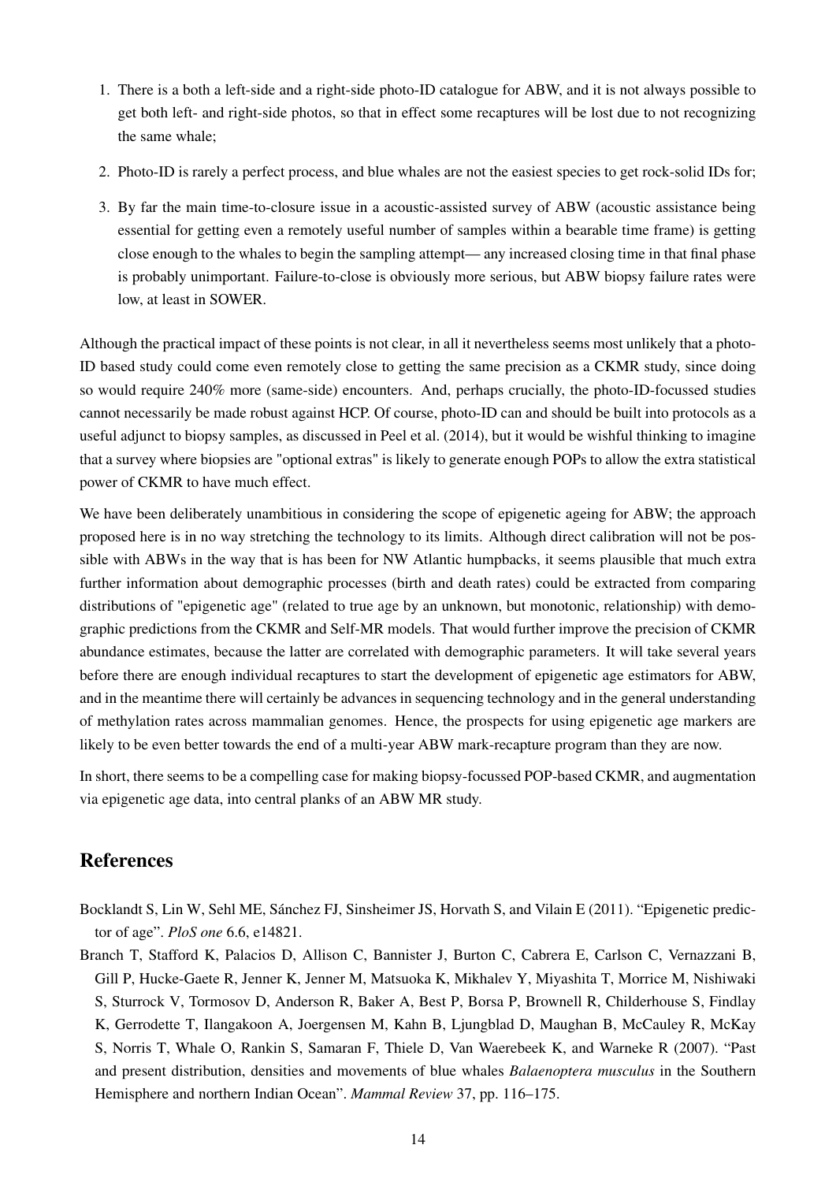1. There is a both a left-side and a right-side photo-ID catalogue for ABW, and it is not always possible to get both left- and right-side photos, so that in effect some recaptures will be lost due to not recognizing the same whale;
2. Photo-ID is rarely a perfect process, and blue whales are not the easiest species to get rock-solid IDs for;
3. By far the main time-to-closure issue in a acoustic-assisted survey of ABW (acoustic assistance being essential for getting even a remotely useful number of samples within a bearable time frame) is getting close enough to the whales to begin the sampling attempt— any increased closing time in that final phase is probably unimportant. Failure-to-close is obviously more serious, but ABW biopsy failure rates were low, at least in SOWER.

Although the practical impact of these points is not clear, in all it nevertheless seems most unlikely that a photo-ID based study could come even remotely close to getting the same precision as a CKMR study, since doing so would require 240% more (same-side) encounters. And, perhaps crucially, the photo-ID-focussed studies cannot necessarily be made robust against HCP. Of course, photo-ID can and should be built into protocols as a useful adjunct to biopsy samples, as discussed in Peel et al. (2014), but it would be wishful thinking to imagine that a survey where biopsies are "optional extras" is likely to generate enough POPs to allow the extra statistical power of CKMR to have much effect.

We have been deliberately unambitious in considering the scope of epigenetic ageing for ABW; the approach proposed here is in no way stretching the technology to its limits. Although direct calibration will not be possible with ABWs in the way that is has been for NW Atlantic humpbacks, it seems plausible that much extra further information about demographic processes (birth and death rates) could be extracted from comparing distributions of "epigenetic age" (related to true age by an unknown, but monotonic, relationship) with demographic predictions from the CKMR and Self-MR models. That would further improve the precision of CKMR abundance estimates, because the latter are correlated with demographic parameters. It will take several years before there are enough individual recaptures to start the development of epigenetic age estimators for ABW, and in the meantime there will certainly be advances in sequencing technology and in the general understanding of methylation rates across mammalian genomes. Hence, the prospects for using epigenetic age markers are likely to be even better towards the end of a multi-year ABW mark-recapture program than they are now.

In short, there seems to be a compelling case for making biopsy-focussed POP-based CKMR, and augmentation via epigenetic age data, into central planks of an ABW MR study.

## References

Bocklandt S, Lin W, Sehl ME, Sánchez FJ, Sinsheimer JS, Horvath S, and Vilain E (2011). "Epigenetic predictor of age". *PloS one* 6.6, e14821.

Branch T, Stafford K, Palacios D, Allison C, Bannister J, Burton C, Cabrera E, Carlson C, Vernazzani B, Gill P, Hucke-Gaete R, Jenner K, Jenner M, Matsuoka K, Mikhalev Y, Miyashita T, Morrice M, Nishiwaki S, Sturrock V, Tormosov D, Anderson R, Baker A, Best P, Borsa P, Brownell R, Childerhouse S, Findlay K, Gerrodette T, Ilangakoon A, Joergensen M, Kahn B, Ljungblad D, Maughan B, McCauley R, McKay S, Norris T, Whale O, Rankin S, Samaran F, Thiele D, Van Waerebeek K, and Warneke R (2007). "Past and present distribution, densities and movements of blue whales *Balaenoptera musculus* in the Southern Hemisphere and northern Indian Ocean". *Mammal Review* 37, pp. 116–175.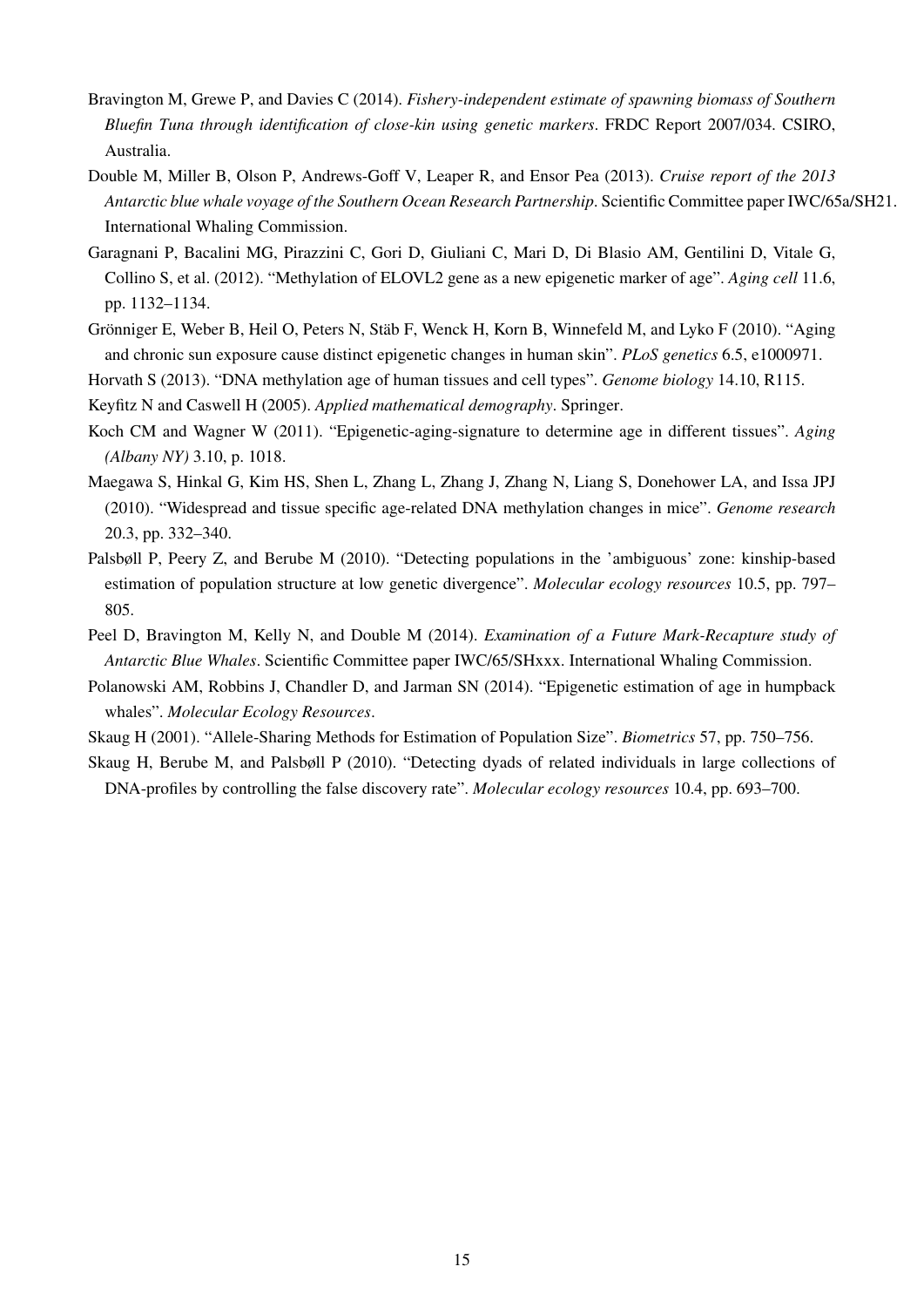Bravington M, Grewe P, and Davies C (2014). *Fishery-independent estimate of spawning biomass of Southern Bluefin Tuna through identification of close-kin using genetic markers*. FRDC Report 2007/034. CSIRO, Australia.

Double M, Miller B, Olson P, Andrews-Goff V, Leaper R, and Ensor Pea (2013). *Cruise report of the 2013 Antarctic blue whale voyage of the Southern Ocean Research Partnership*. Scientific Committee paper IWC/65a/SH21. International Whaling Commission.

Garagnani P, Bacalini MG, Pirazzini C, Gori D, Giuliani C, Mari D, Di Blasio AM, Gentilini D, Vitale G, Collino S, et al. (2012). "Methylation of ELOVL2 gene as a new epigenetic marker of age". *Aging cell* 11.6, pp. 1132–1134.

Grönniger E, Weber B, Heil O, Peters N, Stäb F, Wenck H, Korn B, Winnefeld M, and Lyko F (2010). "Aging and chronic sun exposure cause distinct epigenetic changes in human skin". *PLoS genetics* 6.5, e1000971.

Horvath S (2013). "DNA methylation age of human tissues and cell types". *Genome biology* 14.10, R115.

Keyfitz N and Caswell H (2005). *Applied mathematical demography*. Springer.

Koch CM and Wagner W (2011). "Epigenetic-aging-signature to determine age in different tissues". *Aging (Albany NY)* 3.10, p. 1018.

Maegawa S, Hinkal G, Kim HS, Shen L, Zhang L, Zhang J, Zhang N, Liang S, Donehower LA, and Issa JPJ (2010). "Widespread and tissue specific age-related DNA methylation changes in mice". *Genome research* 20.3, pp. 332–340.

Palsbøll P, Peery Z, and Berube M (2010). "Detecting populations in the 'ambiguous' zone: kinship-based estimation of population structure at low genetic divergence". *Molecular ecology resources* 10.5, pp. 797–805.

Peel D, Bravington M, Kelly N, and Double M (2014). *Examination of a Future Mark-Recapture study of Antarctic Blue Whales*. Scientific Committee paper IWC/65/SHxxx. International Whaling Commission.

Polanowski AM, Robbins J, Chandler D, and Jarman SN (2014). "Epigenetic estimation of age in humpback whales". *Molecular Ecology Resources*.

Skaug H (2001). "Allele-Sharing Methods for Estimation of Population Size". *Biometrics* 57, pp. 750–756.

Skaug H, Berube M, and Palsbøll P (2010). "Detecting dyads of related individuals in large collections of DNA-profiles by controlling the false discovery rate". *Molecular ecology resources* 10.4, pp. 693–700.